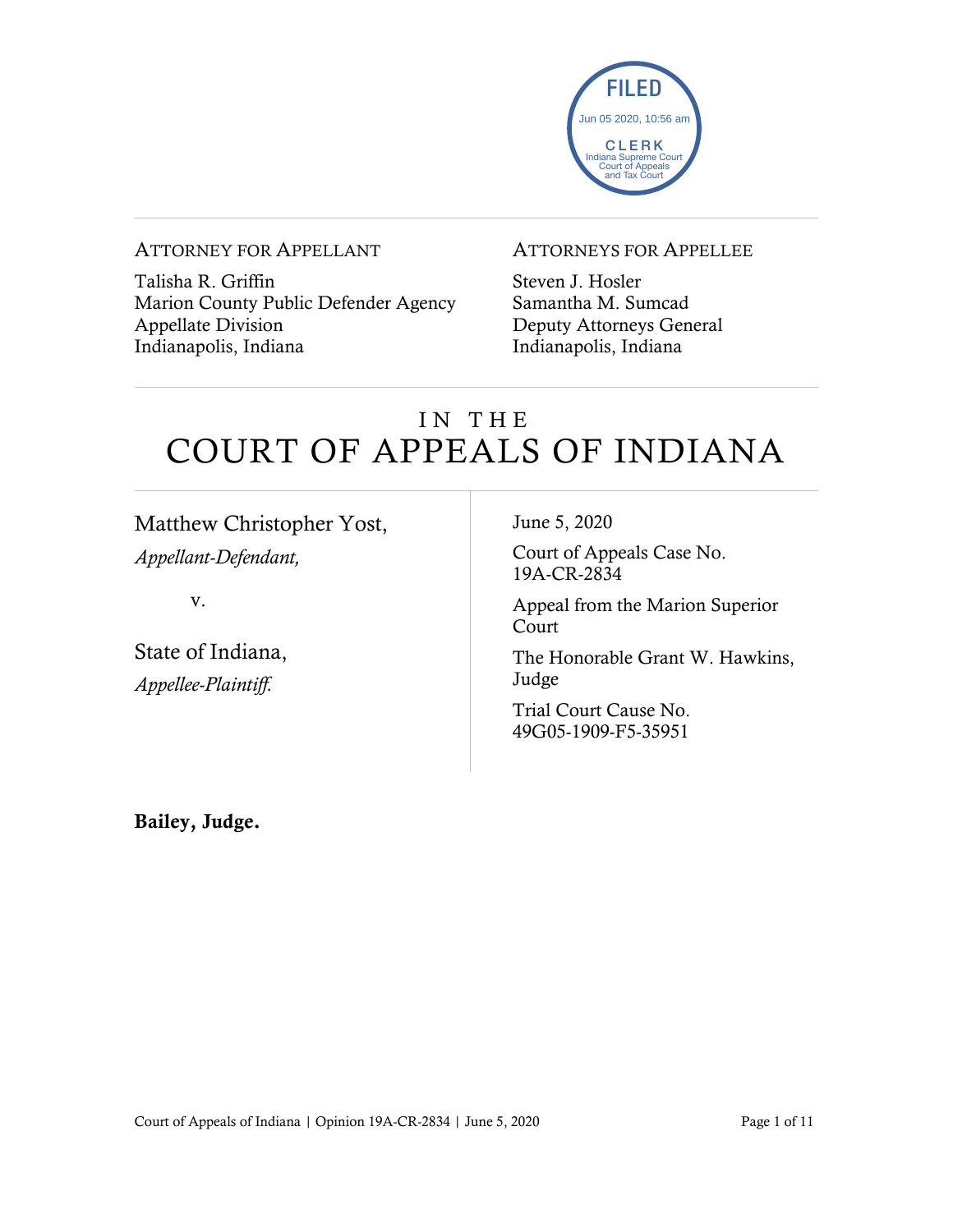FILED
Jun 05 2020, 10:56 am
CLERK
Indiana Supreme Court
Court of Appeals
and Tax Court

ATTORNEY FOR APPELLANT

Talisha R. Griffin
Marion County Public Defender Agency
Appellate Division
Indianapolis, Indiana

ATTORNEYS FOR APPELLEE

Steven J. Hosler
Samantha M. Sumcad
Deputy Attorneys General
Indianapolis, Indiana

# IN THE COURT OF APPEALS OF INDIANA

Matthew Christopher Yost,
*Appellant-Defendant,*

v.

State of Indiana,
*Appellee-Plaintiff.*

June 5, 2020

Court of Appeals Case No.
19A-CR-2834

Appeal from the Marion Superior Court

The Honorable Grant W. Hawkins, Judge

Trial Court Cause No.
49G05-1909-F5-35951

**Bailey, Judge.**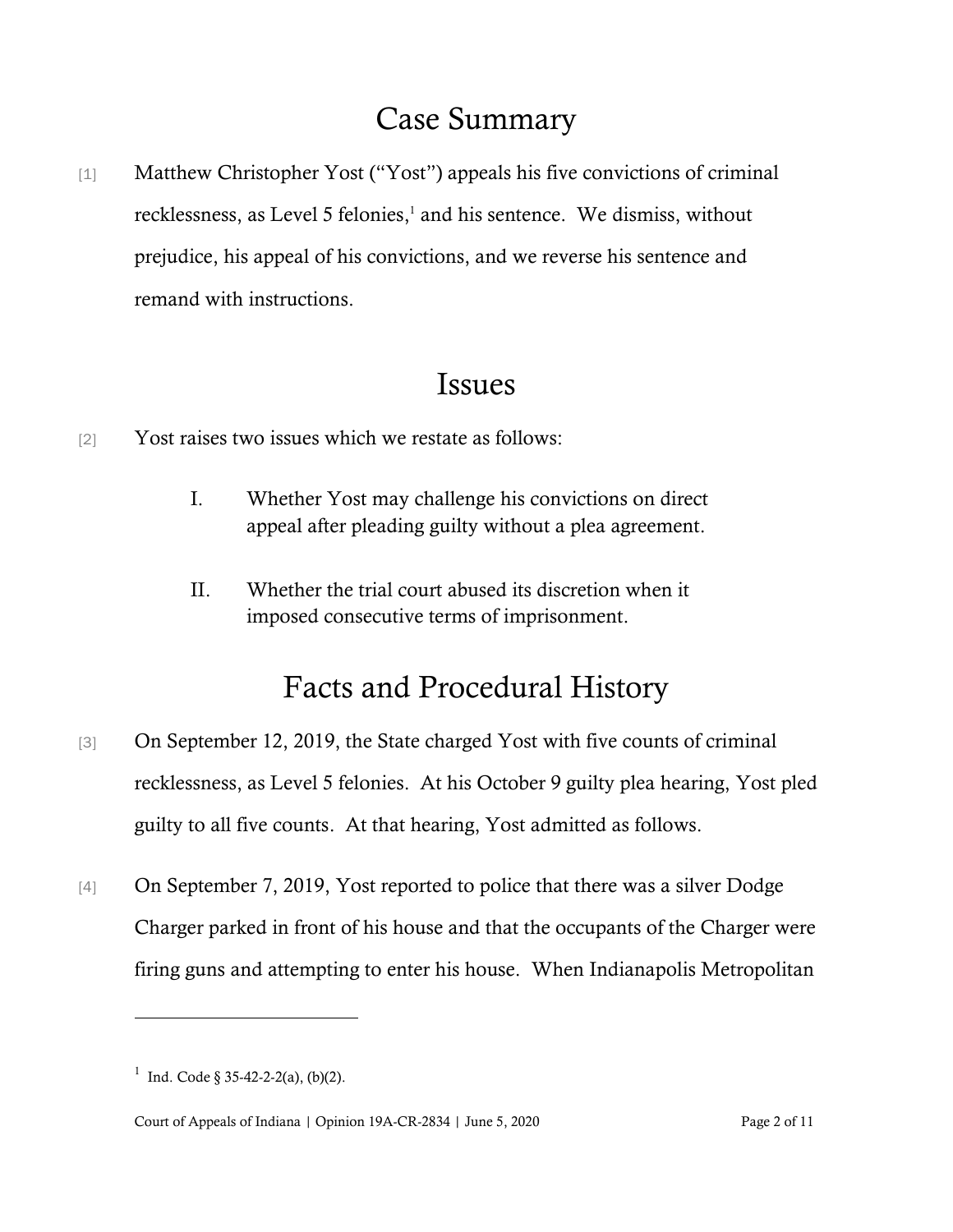# Case Summary

[1] Matthew Christopher Yost ("Yost") appeals his five convictions of criminal recklessness, as Level 5 felonies,[1] and his sentence. We dismiss, without prejudice, his appeal of his convictions, and we reverse his sentence and remand with instructions.

# Issues

[2] Yost raises two issues which we restate as follows:

> I. Whether Yost may challenge his convictions on direct appeal after pleading guilty without a plea agreement.
>
> II. Whether the trial court abused its discretion when it imposed consecutive terms of imprisonment.

# Facts and Procedural History

[3] On September 12, 2019, the State charged Yost with five counts of criminal recklessness, as Level 5 felonies. At his October 9 guilty plea hearing, Yost pled guilty to all five counts. At that hearing, Yost admitted as follows.

[4] On September 7, 2019, Yost reported to police that there was a silver Dodge Charger parked in front of his house and that the occupants of the Charger were firing guns and attempting to enter his house. When Indianapolis Metropolitan

[1] Ind. Code § 35-42-2-2(a), (b)(2).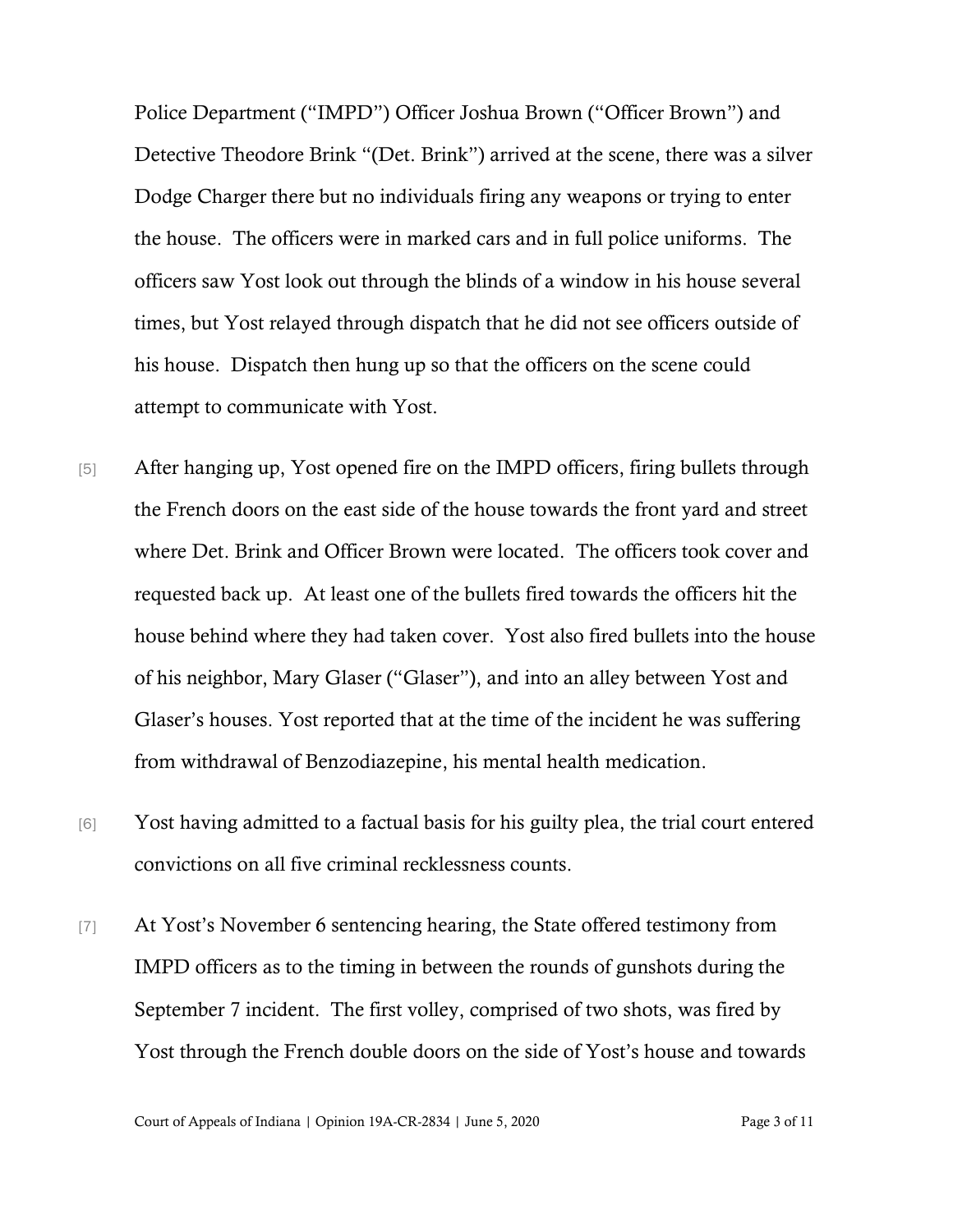Police Department ("IMPD") Officer Joshua Brown ("Officer Brown") and Detective Theodore Brink "(Det. Brink") arrived at the scene, there was a silver Dodge Charger there but no individuals firing any weapons or trying to enter the house. The officers were in marked cars and in full police uniforms. The officers saw Yost look out through the blinds of a window in his house several times, but Yost relayed through dispatch that he did not see officers outside of his house. Dispatch then hung up so that the officers on the scene could attempt to communicate with Yost.

[5] After hanging up, Yost opened fire on the IMPD officers, firing bullets through the French doors on the east side of the house towards the front yard and street where Det. Brink and Officer Brown were located. The officers took cover and requested back up. At least one of the bullets fired towards the officers hit the house behind where they had taken cover. Yost also fired bullets into the house of his neighbor, Mary Glaser ("Glaser"), and into an alley between Yost and Glaser's houses. Yost reported that at the time of the incident he was suffering from withdrawal of Benzodiazepine, his mental health medication.

[6] Yost having admitted to a factual basis for his guilty plea, the trial court entered convictions on all five criminal recklessness counts.

[7] At Yost's November 6 sentencing hearing, the State offered testimony from IMPD officers as to the timing in between the rounds of gunshots during the September 7 incident. The first volley, comprised of two shots, was fired by Yost through the French double doors on the side of Yost's house and towards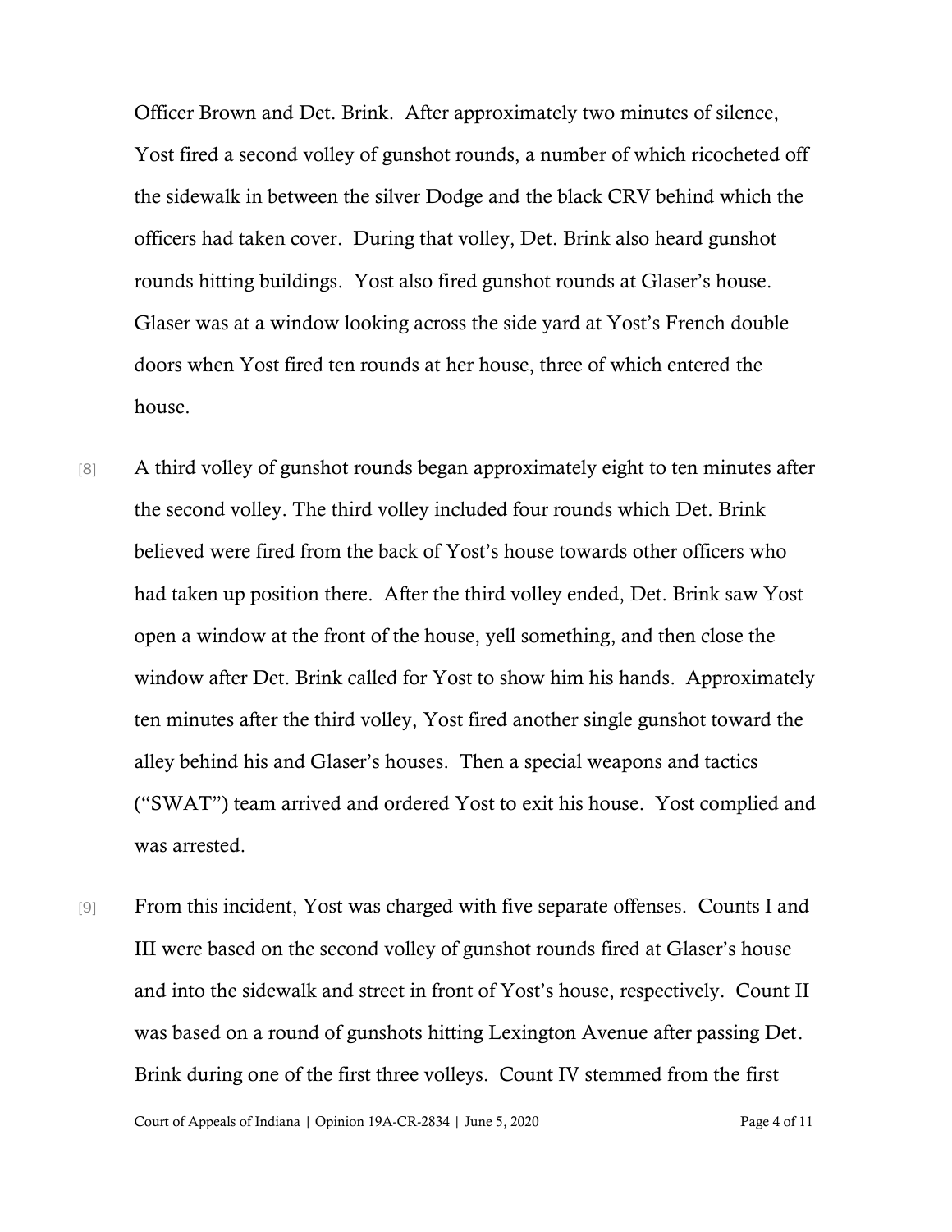Officer Brown and Det. Brink. After approximately two minutes of silence, Yost fired a second volley of gunshot rounds, a number of which ricocheted off the sidewalk in between the silver Dodge and the black CRV behind which the officers had taken cover. During that volley, Det. Brink also heard gunshot rounds hitting buildings. Yost also fired gunshot rounds at Glaser's house. Glaser was at a window looking across the side yard at Yost's French double doors when Yost fired ten rounds at her house, three of which entered the house.

[8] A third volley of gunshot rounds began approximately eight to ten minutes after the second volley. The third volley included four rounds which Det. Brink believed were fired from the back of Yost's house towards other officers who had taken up position there. After the third volley ended, Det. Brink saw Yost open a window at the front of the house, yell something, and then close the window after Det. Brink called for Yost to show him his hands. Approximately ten minutes after the third volley, Yost fired another single gunshot toward the alley behind his and Glaser's houses. Then a special weapons and tactics ("SWAT") team arrived and ordered Yost to exit his house. Yost complied and was arrested.

[9] From this incident, Yost was charged with five separate offenses. Counts I and III were based on the second volley of gunshot rounds fired at Glaser's house and into the sidewalk and street in front of Yost's house, respectively. Count II was based on a round of gunshots hitting Lexington Avenue after passing Det. Brink during one of the first three volleys. Count IV stemmed from the first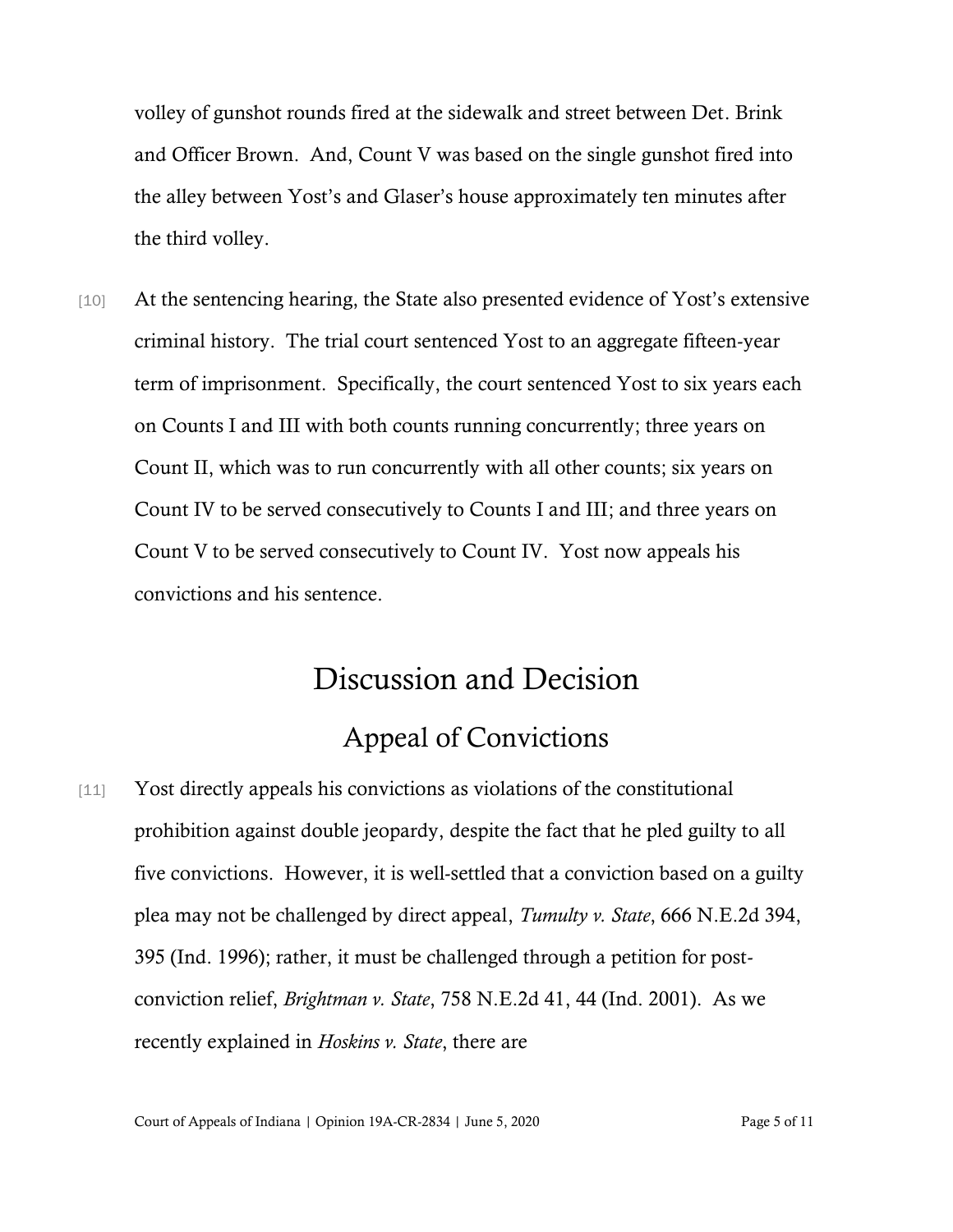volley of gunshot rounds fired at the sidewalk and street between Det. Brink and Officer Brown. And, Count V was based on the single gunshot fired into the alley between Yost's and Glaser's house approximately ten minutes after the third volley.

[10] At the sentencing hearing, the State also presented evidence of Yost's extensive criminal history. The trial court sentenced Yost to an aggregate fifteen-year term of imprisonment. Specifically, the court sentenced Yost to six years each on Counts I and III with both counts running concurrently; three years on Count II, which was to run concurrently with all other counts; six years on Count IV to be served consecutively to Counts I and III; and three years on Count V to be served consecutively to Count IV. Yost now appeals his convictions and his sentence.

# Discussion and Decision

## Appeal of Convictions

[11] Yost directly appeals his convictions as violations of the constitutional prohibition against double jeopardy, despite the fact that he pled guilty to all five convictions. However, it is well-settled that a conviction based on a guilty plea may not be challenged by direct appeal, *Tumulty v. State*, 666 N.E.2d 394, 395 (Ind. 1996); rather, it must be challenged through a petition for post-conviction relief, *Brightman v. State*, 758 N.E.2d 41, 44 (Ind. 2001). As we recently explained in *Hoskins v. State*, there are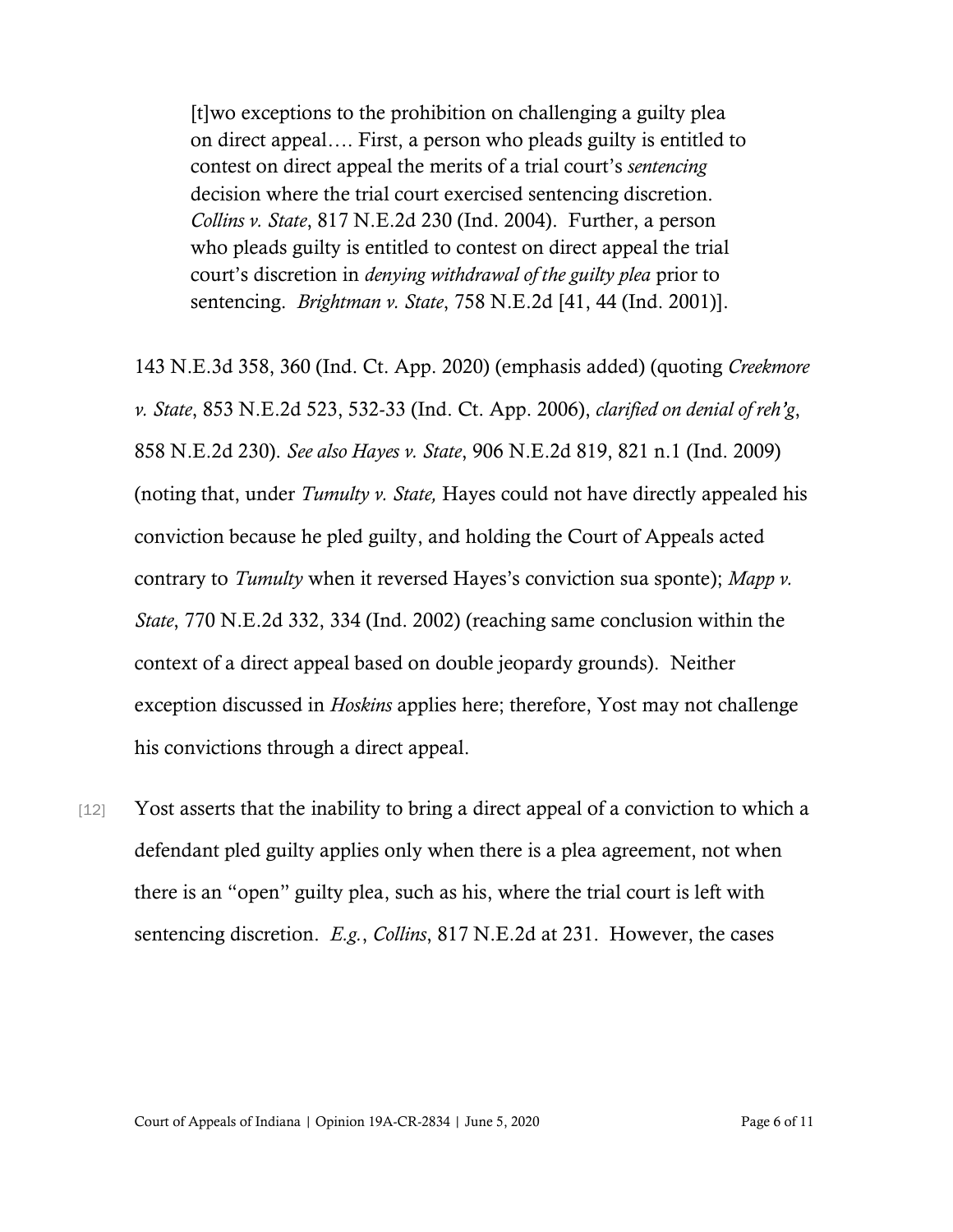> [t]wo exceptions to the prohibition on challenging a guilty plea on direct appeal…. First, a person who pleads guilty is entitled to contest on direct appeal the merits of a trial court's *sentencing* decision where the trial court exercised sentencing discretion. *Collins v. State*, 817 N.E.2d 230 (Ind. 2004). Further, a person who pleads guilty is entitled to contest on direct appeal the trial court's discretion in *denying withdrawal of the guilty plea* prior to sentencing. *Brightman v. State*, 758 N.E.2d [41, 44 (Ind. 2001)].

143 N.E.3d 358, 360 (Ind. Ct. App. 2020) (emphasis added) (quoting *Creekmore v. State*, 853 N.E.2d 523, 532-33 (Ind. Ct. App. 2006), *clarified on denial of reh'g*, 858 N.E.2d 230). *See also Hayes v. State*, 906 N.E.2d 819, 821 n.1 (Ind. 2009) (noting that, under *Tumulty v. State,* Hayes could not have directly appealed his conviction because he pled guilty, and holding the Court of Appeals acted contrary to *Tumulty* when it reversed Hayes's conviction sua sponte); *Mapp v. State*, 770 N.E.2d 332, 334 (Ind. 2002) (reaching same conclusion within the context of a direct appeal based on double jeopardy grounds). Neither exception discussed in *Hoskins* applies here; therefore, Yost may not challenge his convictions through a direct appeal.

[12] Yost asserts that the inability to bring a direct appeal of a conviction to which a defendant pled guilty applies only when there is a plea agreement, not when there is an "open" guilty plea, such as his, where the trial court is left with sentencing discretion. *E.g.*, *Collins*, 817 N.E.2d at 231. However, the cases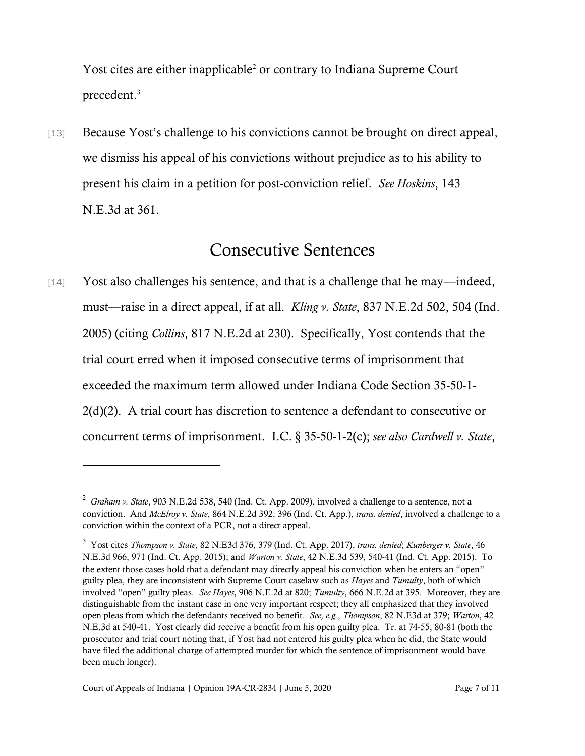Yost cites are either inapplicable[2] or contrary to Indiana Supreme Court precedent.[3]

[13] Because Yost's challenge to his convictions cannot be brought on direct appeal, we dismiss his appeal of his convictions without prejudice as to his ability to present his claim in a petition for post-conviction relief. *See Hoskins*, 143 N.E.3d at 361.

## Consecutive Sentences

[14] Yost also challenges his sentence, and that is a challenge that he may—indeed, must—raise in a direct appeal, if at all. *Kling v. State*, 837 N.E.2d 502, 504 (Ind. 2005) (citing *Collins*, 817 N.E.2d at 230). Specifically, Yost contends that the trial court erred when it imposed consecutive terms of imprisonment that exceeded the maximum term allowed under Indiana Code Section 35-50-1-2(d)(2). A trial court has discretion to sentence a defendant to consecutive or concurrent terms of imprisonment. I.C. § 35-50-1-2(c); *see also Cardwell v. State*,

---

[2] *Graham v. State*, 903 N.E.2d 538, 540 (Ind. Ct. App. 2009), involved a challenge to a sentence, not a conviction. And *McElroy v. State*, 864 N.E.2d 392, 396 (Ind. Ct. App.), *trans. denied*, involved a challenge to a conviction within the context of a PCR, not a direct appeal.

[3] Yost cites *Thompson v. State*, 82 N.E3d 376, 379 (Ind. Ct. App. 2017), *trans. denied*; *Kunberger v. State*, 46 N.E.3d 966, 971 (Ind. Ct. App. 2015); and *Warton v. State*, 42 N.E.3d 539, 540-41 (Ind. Ct. App. 2015). To the extent those cases hold that a defendant may directly appeal his conviction when he enters an "open" guilty plea, they are inconsistent with Supreme Court caselaw such as *Hayes* and *Tumulty*, both of which involved "open" guilty pleas. *See Hayes*, 906 N.E.2d at 820; *Tumulty*, 666 N.E.2d at 395. Moreover, they are distinguishable from the instant case in one very important respect; they all emphasized that they involved open pleas from which the defendants received no benefit. *See, e.g.*, *Thompson*, 82 N.E3d at 379; *Warton*, 42 N.E.3d at 540-41. Yost clearly did receive a benefit from his open guilty plea. Tr. at 74-55; 80-81 (both the prosecutor and trial court noting that, if Yost had not entered his guilty plea when he did, the State would have filed the additional charge of attempted murder for which the sentence of imprisonment would have been much longer).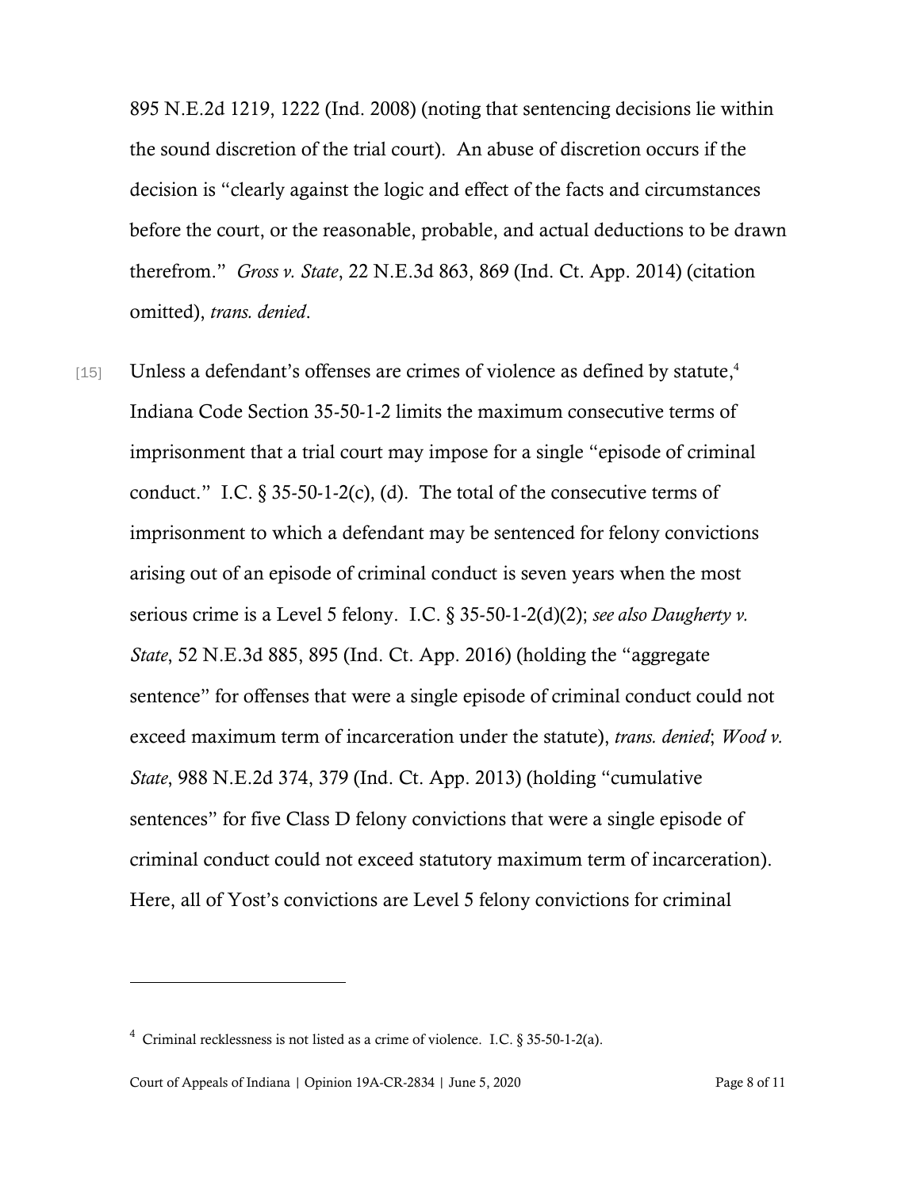895 N.E.2d 1219, 1222 (Ind. 2008) (noting that sentencing decisions lie within the sound discretion of the trial court). An abuse of discretion occurs if the decision is "clearly against the logic and effect of the facts and circumstances before the court, or the reasonable, probable, and actual deductions to be drawn therefrom." *Gross v. State*, 22 N.E.3d 863, 869 (Ind. Ct. App. 2014) (citation omitted), *trans. denied*.

[15] Unless a defendant's offenses are crimes of violence as defined by statute,[4] Indiana Code Section 35-50-1-2 limits the maximum consecutive terms of imprisonment that a trial court may impose for a single "episode of criminal conduct." I.C. § 35-50-1-2(c), (d). The total of the consecutive terms of imprisonment to which a defendant may be sentenced for felony convictions arising out of an episode of criminal conduct is seven years when the most serious crime is a Level 5 felony. I.C. § 35-50-1-2(d)(2); *see also Daugherty v. State*, 52 N.E.3d 885, 895 (Ind. Ct. App. 2016) (holding the "aggregate sentence" for offenses that were a single episode of criminal conduct could not exceed maximum term of incarceration under the statute), *trans. denied*; *Wood v. State*, 988 N.E.2d 374, 379 (Ind. Ct. App. 2013) (holding "cumulative sentences" for five Class D felony convictions that were a single episode of criminal conduct could not exceed statutory maximum term of incarceration). Here, all of Yost's convictions are Level 5 felony convictions for criminal

---

[4] Criminal recklessness is not listed as a crime of violence. I.C. § 35-50-1-2(a).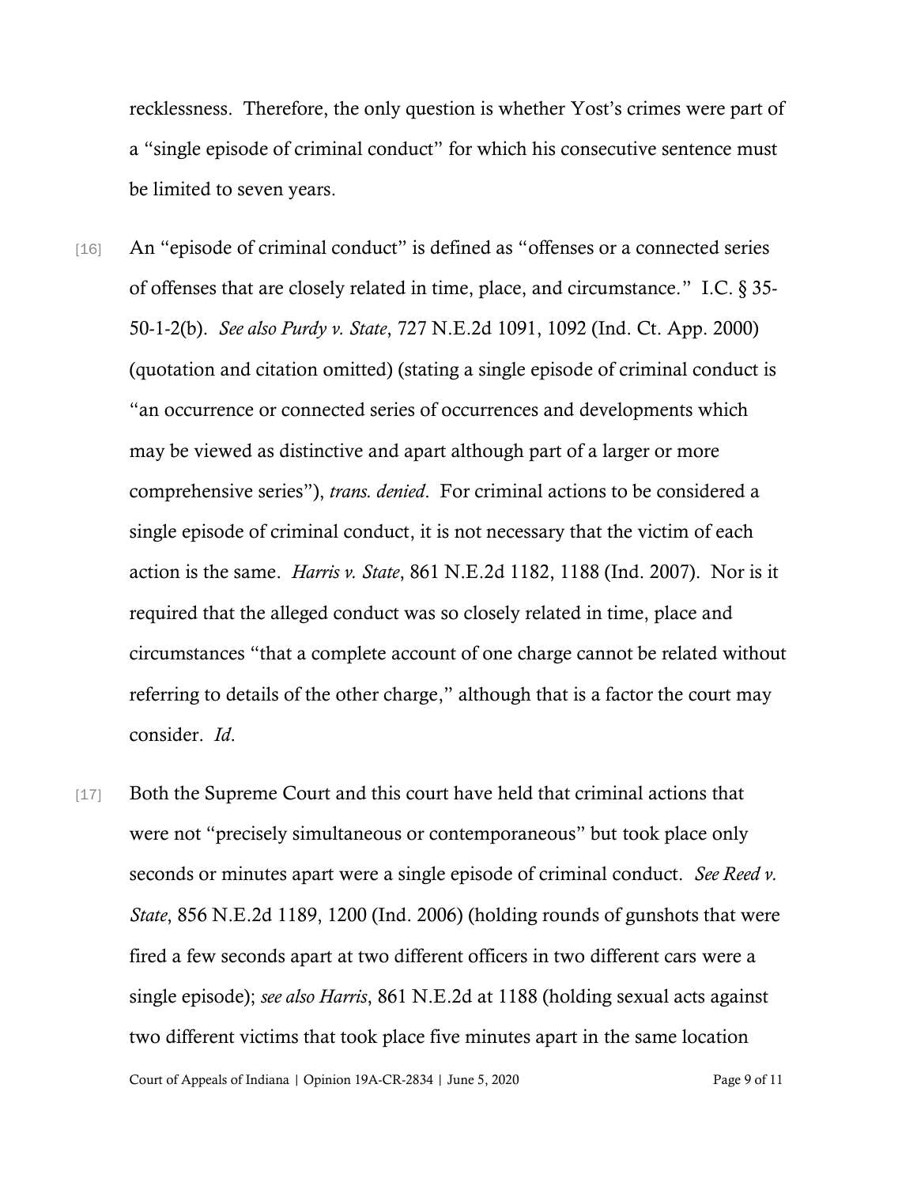recklessness. Therefore, the only question is whether Yost's crimes were part of a "single episode of criminal conduct" for which his consecutive sentence must be limited to seven years.

[16] An "episode of criminal conduct" is defined as "offenses or a connected series of offenses that are closely related in time, place, and circumstance." I.C. § 35-50-1-2(b). *See also Purdy v. State*, 727 N.E.2d 1091, 1092 (Ind. Ct. App. 2000) (quotation and citation omitted) (stating a single episode of criminal conduct is "an occurrence or connected series of occurrences and developments which may be viewed as distinctive and apart although part of a larger or more comprehensive series"), *trans. denied*. For criminal actions to be considered a single episode of criminal conduct, it is not necessary that the victim of each action is the same. *Harris v. State*, 861 N.E.2d 1182, 1188 (Ind. 2007). Nor is it required that the alleged conduct was so closely related in time, place and circumstances "that a complete account of one charge cannot be related without referring to details of the other charge," although that is a factor the court may consider. *Id*.

[17] Both the Supreme Court and this court have held that criminal actions that were not "precisely simultaneous or contemporaneous" but took place only seconds or minutes apart were a single episode of criminal conduct. *See Reed v. State*, 856 N.E.2d 1189, 1200 (Ind. 2006) (holding rounds of gunshots that were fired a few seconds apart at two different officers in two different cars were a single episode); *see also Harris*, 861 N.E.2d at 1188 (holding sexual acts against two different victims that took place five minutes apart in the same location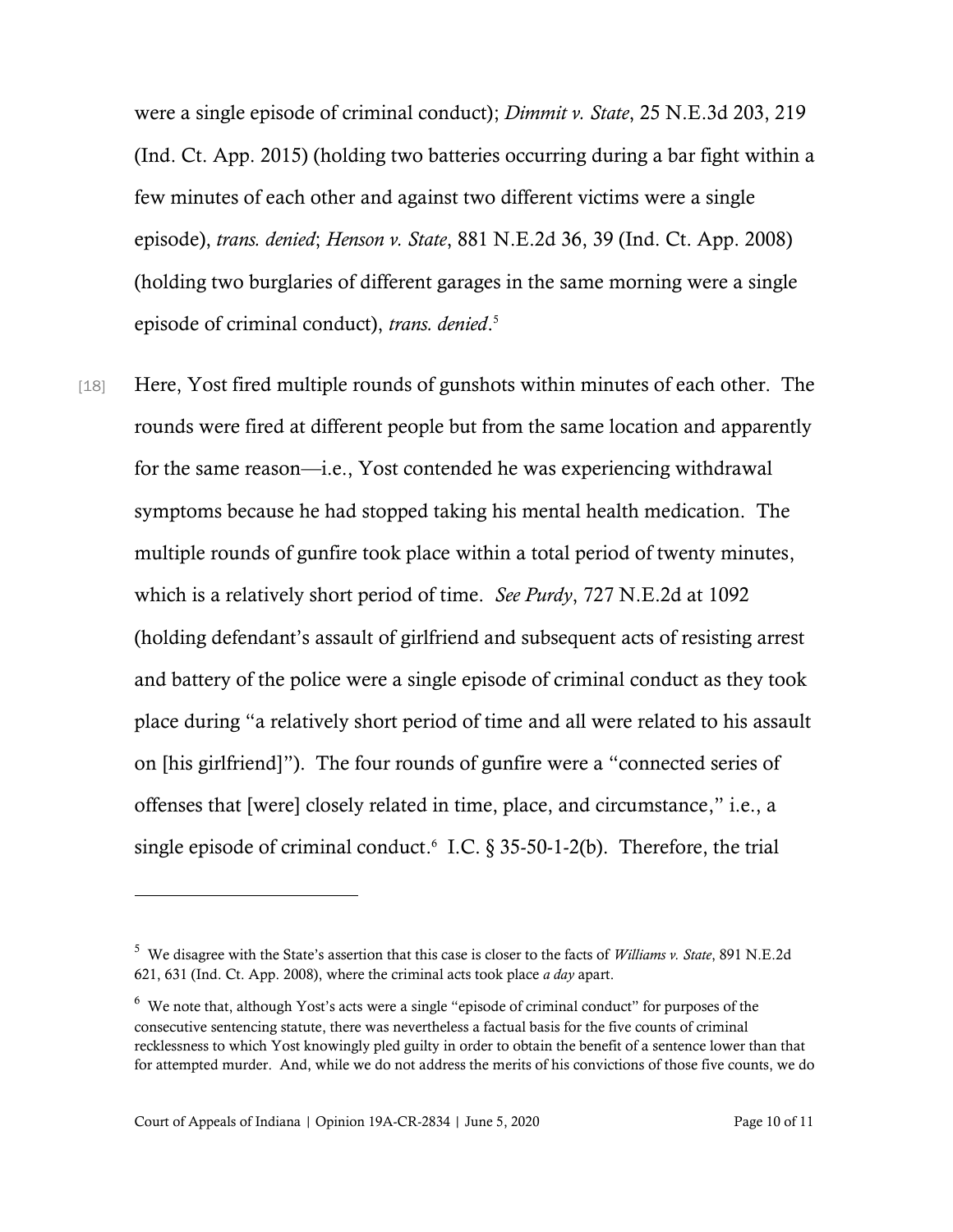were a single episode of criminal conduct); *Dimmit v. State*, 25 N.E.3d 203, 219 (Ind. Ct. App. 2015) (holding two batteries occurring during a bar fight within a few minutes of each other and against two different victims were a single episode), *trans. denied*; *Henson v. State*, 881 N.E.2d 36, 39 (Ind. Ct. App. 2008) (holding two burglaries of different garages in the same morning were a single episode of criminal conduct), *trans. denied*.[5]

[18] Here, Yost fired multiple rounds of gunshots within minutes of each other. The rounds were fired at different people but from the same location and apparently for the same reason—i.e., Yost contended he was experiencing withdrawal symptoms because he had stopped taking his mental health medication. The multiple rounds of gunfire took place within a total period of twenty minutes, which is a relatively short period of time. *See Purdy*, 727 N.E.2d at 1092 (holding defendant's assault of girlfriend and subsequent acts of resisting arrest and battery of the police were a single episode of criminal conduct as they took place during "a relatively short period of time and all were related to his assault on [his girlfriend]"). The four rounds of gunfire were a "connected series of offenses that [were] closely related in time, place, and circumstance," i.e., a single episode of criminal conduct.[6] I.C. § 35-50-1-2(b). Therefore, the trial

---

[5] We disagree with the State's assertion that this case is closer to the facts of *Williams v. State*, 891 N.E.2d 621, 631 (Ind. Ct. App. 2008), where the criminal acts took place *a day* apart.

[6] We note that, although Yost's acts were a single "episode of criminal conduct" for purposes of the consecutive sentencing statute, there was nevertheless a factual basis for the five counts of criminal recklessness to which Yost knowingly pled guilty in order to obtain the benefit of a sentence lower than that for attempted murder. And, while we do not address the merits of his convictions of those five counts, we do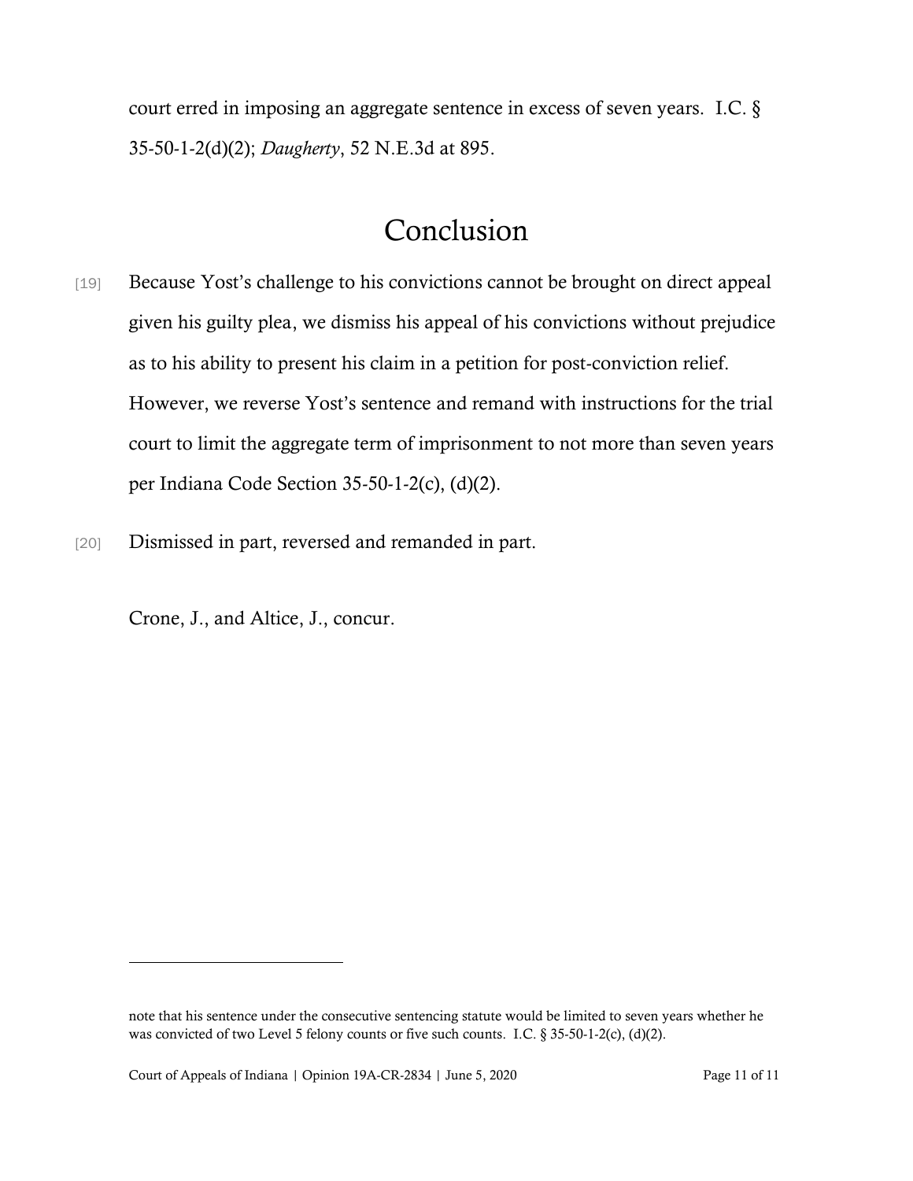court erred in imposing an aggregate sentence in excess of seven years. I.C. § 35-50-1-2(d)(2); *Daugherty*, 52 N.E.3d at 895.

# Conclusion

[19] Because Yost's challenge to his convictions cannot be brought on direct appeal given his guilty plea, we dismiss his appeal of his convictions without prejudice as to his ability to present his claim in a petition for post-conviction relief. However, we reverse Yost's sentence and remand with instructions for the trial court to limit the aggregate term of imprisonment to not more than seven years per Indiana Code Section 35-50-1-2(c), (d)(2).

[20] Dismissed in part, reversed and remanded in part.

Crone, J., and Altice, J., concur.

---

note that his sentence under the consecutive sentencing statute would be limited to seven years whether he was convicted of two Level 5 felony counts or five such counts. I.C. § 35-50-1-2(c), (d)(2).